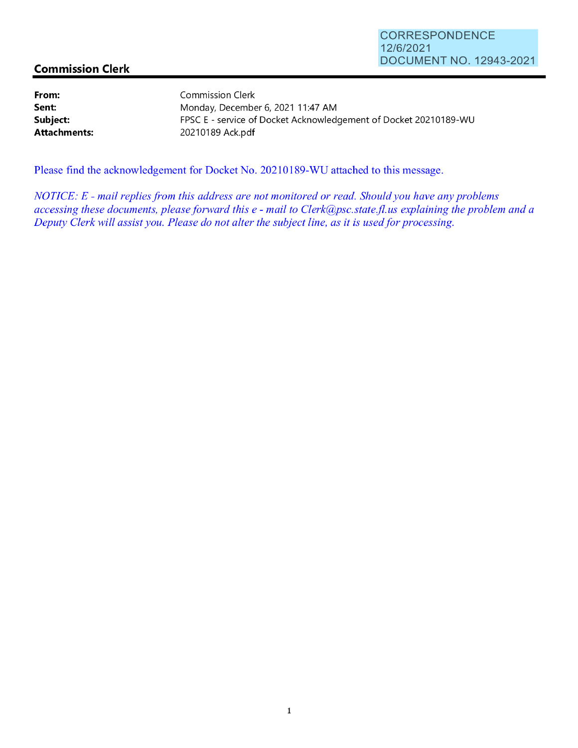CORRESPONDENCE
12/6/2021
DOCUMENT NO. 12943-2021

## Commission Clerk

**From:** Commission Clerk
**Sent:** Monday, December 6, 2021 11:47 AM
**Subject:** FPSC E - service of Docket Acknowledgement of Docket 20210189-WU
**Attachments:** 20210189 Ack.pdf

Please find the acknowledgement for Docket No. 20210189-WU attached to this message.

*NOTICE: E - mail replies from this address are not monitored or read. Should you have any problems accessing these documents, please forward this e - mail to Clerk@psc.state.fl.us explaining the problem and a Deputy Clerk will assist you. Please do not alter the subject line, as it is used for processing.*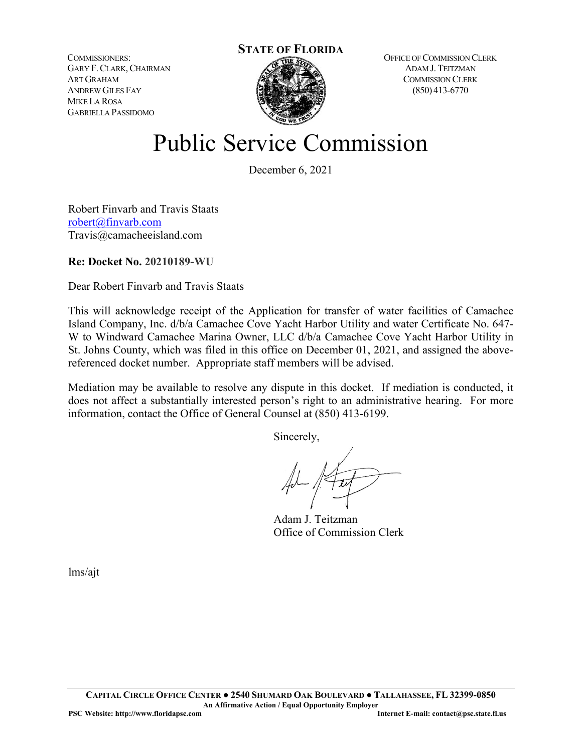COMMISSIONERS:
GARY F. CLARK, CHAIRMAN
ART GRAHAM
ANDREW GILES FAY
MIKE LA ROSA
GABRIELLA PASSIDOMO

**STATE OF FLORIDA**

OFFICE OF COMMISSION CLERK
ADAM J. TEITZMAN
COMMISSION CLERK
(850) 413-6770

# Public Service Commission

December 6, 2021

Robert Finvarb and Travis Staats
robert@finvarb.com
Travis@camacheeisland.com

**Re: Docket No. 20210189-WU**

Dear Robert Finvarb and Travis Staats

This will acknowledge receipt of the Application for transfer of water facilities of Camachee Island Company, Inc. d/b/a Camachee Cove Yacht Harbor Utility and water Certificate No. 647-W to Windward Camachee Marina Owner, LLC d/b/a Camachee Cove Yacht Harbor Utility in St. Johns County, which was filed in this office on December 01, 2021, and assigned the above-referenced docket number. Appropriate staff members will be advised.

Mediation may be available to resolve any dispute in this docket. If mediation is conducted, it does not affect a substantially interested person's right to an administrative hearing. For more information, contact the Office of General Counsel at (850) 413-6199.

Sincerely,

Adam J. Teitzman
Office of Commission Clerk

lms/ajt

CAPITAL CIRCLE OFFICE CENTER ● 2540 SHUMARD OAK BOULEVARD ● TALLAHASSEE, FL 32399-0850
An Affirmative Action / Equal Opportunity Employer
PSC Website: http://www.floridapsc.com Internet E-mail: contact@psc.state.fl.us